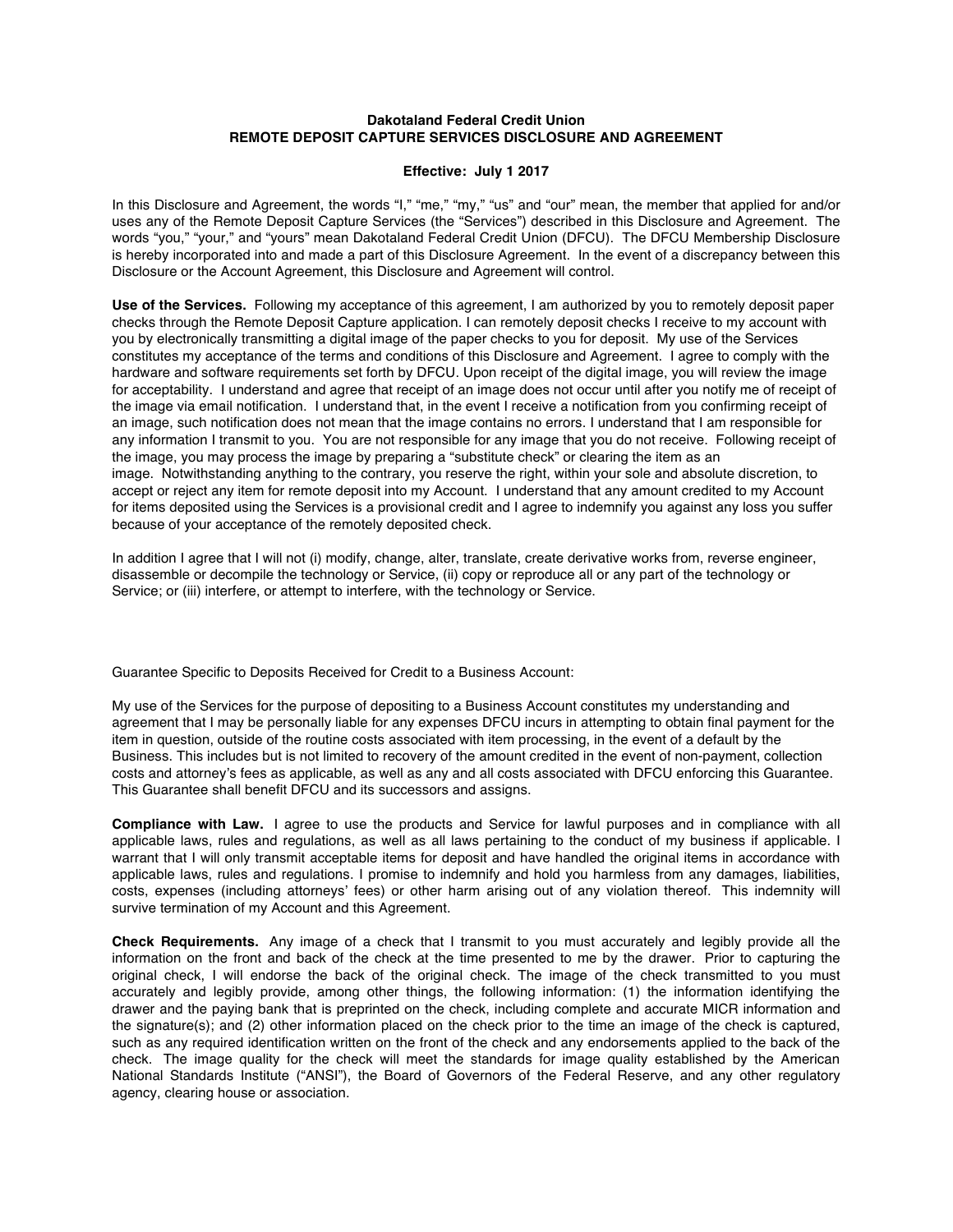**Dakotaland Federal Credit Union**
**REMOTE DEPOSIT CAPTURE SERVICES DISCLOSURE AND AGREEMENT**

**Effective: July 1 2017**

In this Disclosure and Agreement, the words "I," "me," "my," "us" and "our" mean, the member that applied for and/or uses any of the Remote Deposit Capture Services (the "Services") described in this Disclosure and Agreement. The words "you," "your," and "yours" mean Dakotaland Federal Credit Union (DFCU). The DFCU Membership Disclosure is hereby incorporated into and made a part of this Disclosure Agreement. In the event of a discrepancy between this Disclosure or the Account Agreement, this Disclosure and Agreement will control.

**Use of the Services.** Following my acceptance of this agreement, I am authorized by you to remotely deposit paper checks through the Remote Deposit Capture application. I can remotely deposit checks I receive to my account with you by electronically transmitting a digital image of the paper checks to you for deposit. My use of the Services constitutes my acceptance of the terms and conditions of this Disclosure and Agreement. I agree to comply with the hardware and software requirements set forth by DFCU. Upon receipt of the digital image, you will review the image for acceptability. I understand and agree that receipt of an image does not occur until after you notify me of receipt of the image via email notification. I understand that, in the event I receive a notification from you confirming receipt of an image, such notification does not mean that the image contains no errors. I understand that I am responsible for any information I transmit to you. You are not responsible for any image that you do not receive. Following receipt of the image, you may process the image by preparing a "substitute check" or clearing the item as an image. Notwithstanding anything to the contrary, you reserve the right, within your sole and absolute discretion, to accept or reject any item for remote deposit into my Account. I understand that any amount credited to my Account for items deposited using the Services is a provisional credit and I agree to indemnify you against any loss you suffer because of your acceptance of the remotely deposited check.

In addition I agree that I will not (i) modify, change, alter, translate, create derivative works from, reverse engineer, disassemble or decompile the technology or Service, (ii) copy or reproduce all or any part of the technology or Service; or (iii) interfere, or attempt to interfere, with the technology or Service.

Guarantee Specific to Deposits Received for Credit to a Business Account:

My use of the Services for the purpose of depositing to a Business Account constitutes my understanding and agreement that I may be personally liable for any expenses DFCU incurs in attempting to obtain final payment for the item in question, outside of the routine costs associated with item processing, in the event of a default by the Business. This includes but is not limited to recovery of the amount credited in the event of non-payment, collection costs and attorney's fees as applicable, as well as any and all costs associated with DFCU enforcing this Guarantee. This Guarantee shall benefit DFCU and its successors and assigns.

**Compliance with Law.** I agree to use the products and Service for lawful purposes and in compliance with all applicable laws, rules and regulations, as well as all laws pertaining to the conduct of my business if applicable. I warrant that I will only transmit acceptable items for deposit and have handled the original items in accordance with applicable laws, rules and regulations. I promise to indemnify and hold you harmless from any damages, liabilities, costs, expenses (including attorneys' fees) or other harm arising out of any violation thereof. This indemnity will survive termination of my Account and this Agreement.

**Check Requirements.** Any image of a check that I transmit to you must accurately and legibly provide all the information on the front and back of the check at the time presented to me by the drawer. Prior to capturing the original check, I will endorse the back of the original check. The image of the check transmitted to you must accurately and legibly provide, among other things, the following information: (1) the information identifying the drawer and the paying bank that is preprinted on the check, including complete and accurate MICR information and the signature(s); and (2) other information placed on the check prior to the time an image of the check is captured, such as any required identification written on the front of the check and any endorsements applied to the back of the check. The image quality for the check will meet the standards for image quality established by the American National Standards Institute ("ANSI"), the Board of Governors of the Federal Reserve, and any other regulatory agency, clearing house or association.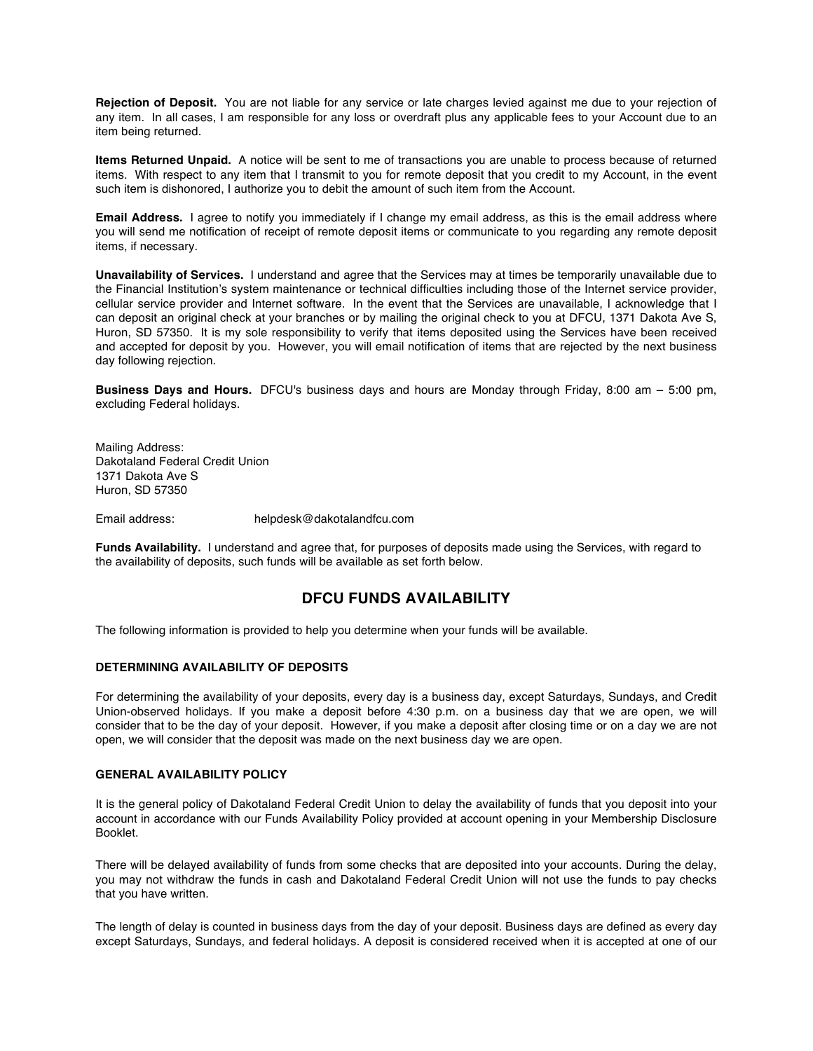**Rejection of Deposit.** You are not liable for any service or late charges levied against me due to your rejection of any item. In all cases, I am responsible for any loss or overdraft plus any applicable fees to your Account due to an item being returned.

**Items Returned Unpaid.** A notice will be sent to me of transactions you are unable to process because of returned items. With respect to any item that I transmit to you for remote deposit that you credit to my Account, in the event such item is dishonored, I authorize you to debit the amount of such item from the Account.

**Email Address.** I agree to notify you immediately if I change my email address, as this is the email address where you will send me notification of receipt of remote deposit items or communicate to you regarding any remote deposit items, if necessary.

**Unavailability of Services.** I understand and agree that the Services may at times be temporarily unavailable due to the Financial Institution's system maintenance or technical difficulties including those of the Internet service provider, cellular service provider and Internet software. In the event that the Services are unavailable, I acknowledge that I can deposit an original check at your branches or by mailing the original check to you at DFCU, 1371 Dakota Ave S, Huron, SD 57350. It is my sole responsibility to verify that items deposited using the Services have been received and accepted for deposit by you. However, you will email notification of items that are rejected by the next business day following rejection.

**Business Days and Hours.** DFCU's business days and hours are Monday through Friday, 8:00 am – 5:00 pm, excluding Federal holidays.

Mailing Address:
Dakotaland Federal Credit Union
1371 Dakota Ave S
Huron, SD 57350

Email address: helpdesk@dakotalandfcu.com

**Funds Availability.** I understand and agree that, for purposes of deposits made using the Services, with regard to the availability of deposits, such funds will be available as set forth below.

## DFCU FUNDS AVAILABILITY

The following information is provided to help you determine when your funds will be available.

### DETERMINING AVAILABILITY OF DEPOSITS

For determining the availability of your deposits, every day is a business day, except Saturdays, Sundays, and Credit Union-observed holidays. If you make a deposit before 4:30 p.m. on a business day that we are open, we will consider that to be the day of your deposit. However, if you make a deposit after closing time or on a day we are not open, we will consider that the deposit was made on the next business day we are open.

### GENERAL AVAILABILITY POLICY

It is the general policy of Dakotaland Federal Credit Union to delay the availability of funds that you deposit into your account in accordance with our Funds Availability Policy provided at account opening in your Membership Disclosure Booklet.

There will be delayed availability of funds from some checks that are deposited into your accounts. During the delay, you may not withdraw the funds in cash and Dakotaland Federal Credit Union will not use the funds to pay checks that you have written.

The length of delay is counted in business days from the day of your deposit. Business days are defined as every day except Saturdays, Sundays, and federal holidays. A deposit is considered received when it is accepted at one of our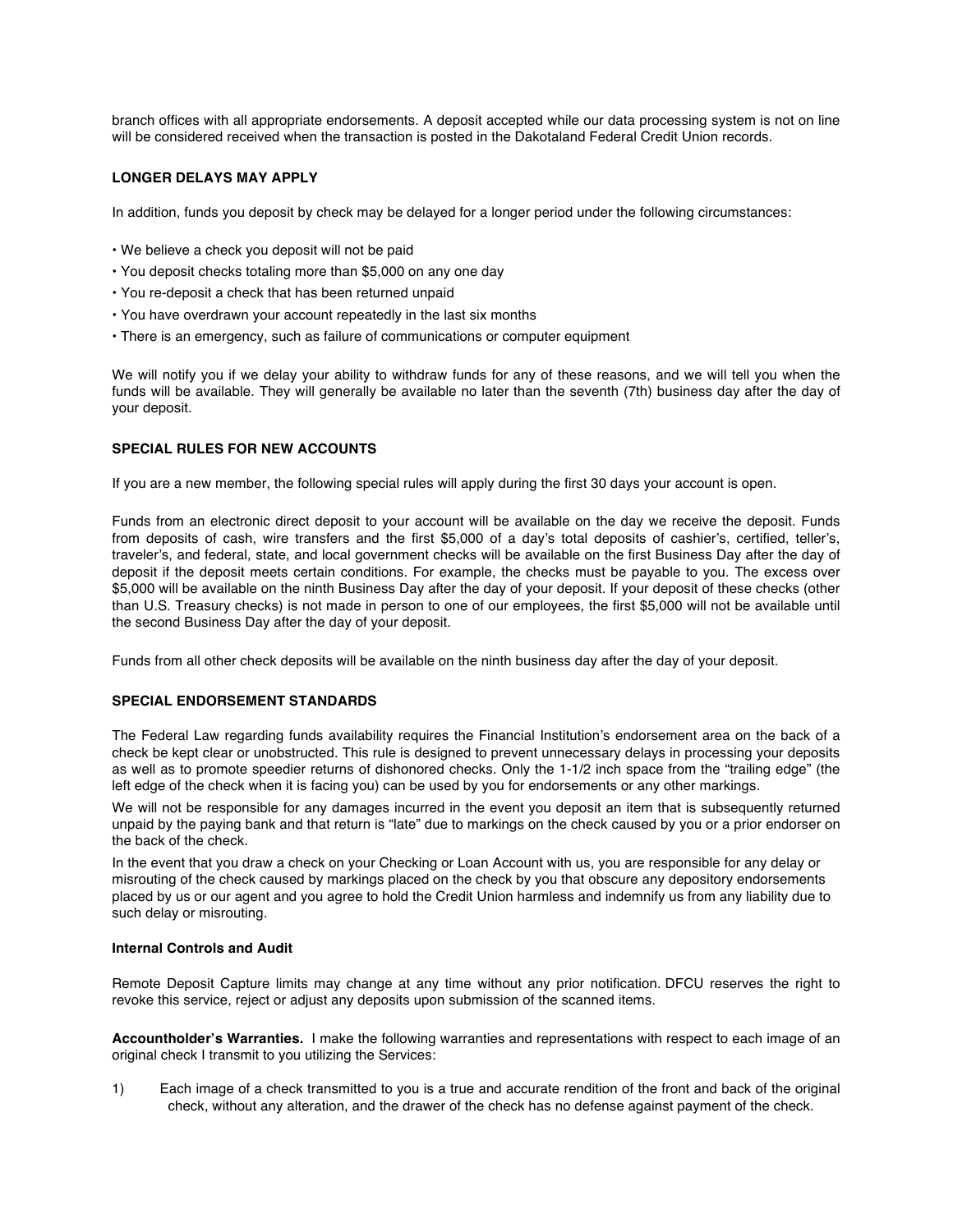branch offices with all appropriate endorsements. A deposit accepted while our data processing system is not on line will be considered received when the transaction is posted in the Dakotaland Federal Credit Union records.

**LONGER DELAYS MAY APPLY**

In addition, funds you deposit by check may be delayed for a longer period under the following circumstances:

- We believe a check you deposit will not be paid
- You deposit checks totaling more than $5,000 on any one day
- You re-deposit a check that has been returned unpaid
- You have overdrawn your account repeatedly in the last six months
- There is an emergency, such as failure of communications or computer equipment

We will notify you if we delay your ability to withdraw funds for any of these reasons, and we will tell you when the funds will be available. They will generally be available no later than the seventh (7th) business day after the day of your deposit.

**SPECIAL RULES FOR NEW ACCOUNTS**

If you are a new member, the following special rules will apply during the first 30 days your account is open.

Funds from an electronic direct deposit to your account will be available on the day we receive the deposit. Funds from deposits of cash, wire transfers and the first $5,000 of a day's total deposits of cashier's, certified, teller's, traveler's, and federal, state, and local government checks will be available on the first Business Day after the day of deposit if the deposit meets certain conditions. For example, the checks must be payable to you. The excess over $5,000 will be available on the ninth Business Day after the day of your deposit. If your deposit of these checks (other than U.S. Treasury checks) is not made in person to one of our employees, the first $5,000 will not be available until the second Business Day after the day of your deposit.

Funds from all other check deposits will be available on the ninth business day after the day of your deposit.

**SPECIAL ENDORSEMENT STANDARDS**

The Federal Law regarding funds availability requires the Financial Institution's endorsement area on the back of a check be kept clear or unobstructed. This rule is designed to prevent unnecessary delays in processing your deposits as well as to promote speedier returns of dishonored checks. Only the 1-1/2 inch space from the "trailing edge" (the left edge of the check when it is facing you) can be used by you for endorsements or any other markings.

We will not be responsible for any damages incurred in the event you deposit an item that is subsequently returned unpaid by the paying bank and that return is "late" due to markings on the check caused by you or a prior endorser on the back of the check.

In the event that you draw a check on your Checking or Loan Account with us, you are responsible for any delay or misrouting of the check caused by markings placed on the check by you that obscure any depository endorsements placed by us or our agent and you agree to hold the Credit Union harmless and indemnify us from any liability due to such delay or misrouting.

**Internal Controls and Audit**

Remote Deposit Capture limits may change at any time without any prior notification. DFCU reserves the right to revoke this service, reject or adjust any deposits upon submission of the scanned items.

**Accountholder's Warranties.** I make the following warranties and representations with respect to each image of an original check I transmit to you utilizing the Services:

1) Each image of a check transmitted to you is a true and accurate rendition of the front and back of the original check, without any alteration, and the drawer of the check has no defense against payment of the check.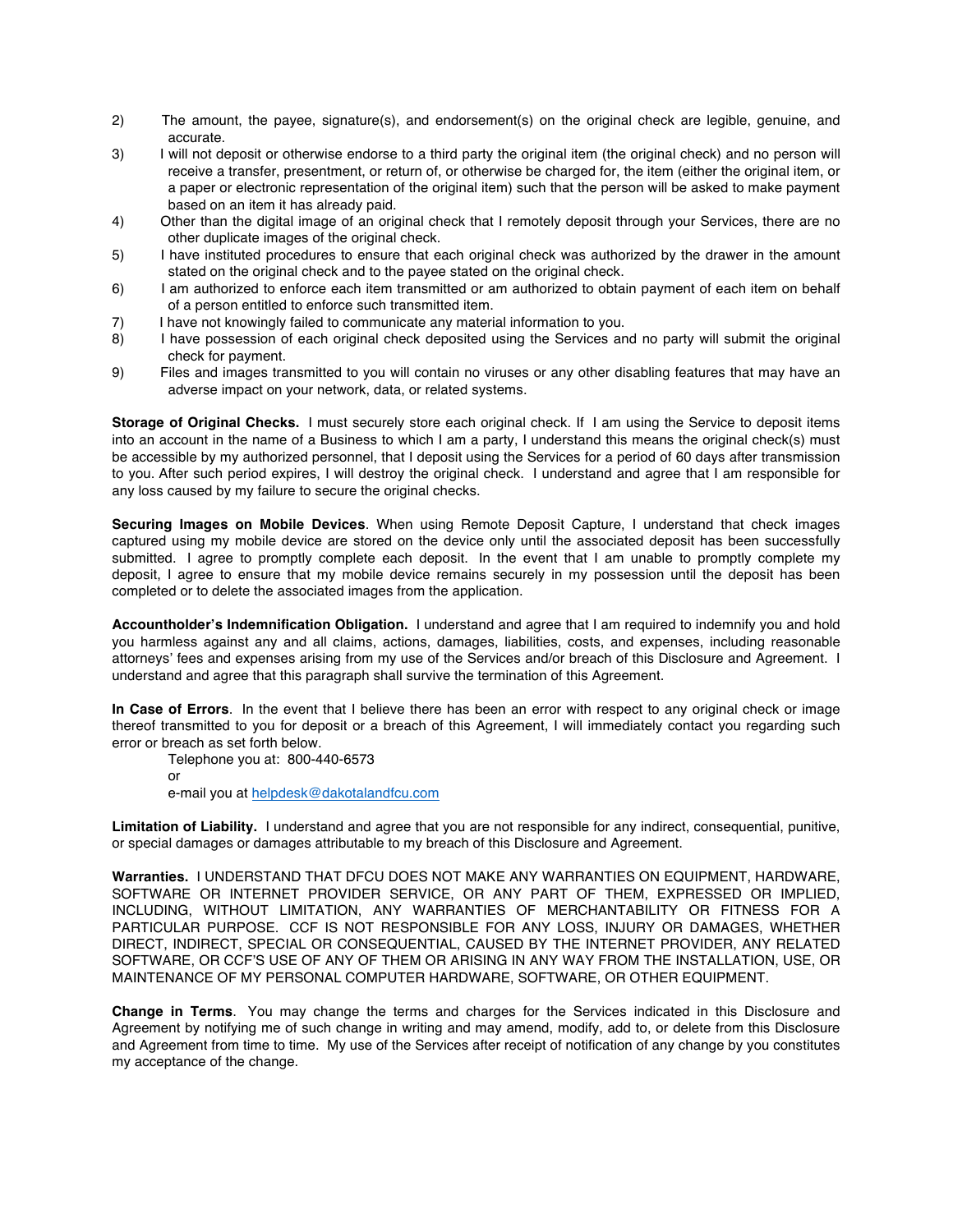2) The amount, the payee, signature(s), and endorsement(s) on the original check are legible, genuine, and accurate.
3) I will not deposit or otherwise endorse to a third party the original item (the original check) and no person will receive a transfer, presentment, or return of, or otherwise be charged for, the item (either the original item, or a paper or electronic representation of the original item) such that the person will be asked to make payment based on an item it has already paid.
4) Other than the digital image of an original check that I remotely deposit through your Services, there are no other duplicate images of the original check.
5) I have instituted procedures to ensure that each original check was authorized by the drawer in the amount stated on the original check and to the payee stated on the original check.
6) I am authorized to enforce each item transmitted or am authorized to obtain payment of each item on behalf of a person entitled to enforce such transmitted item.
7) I have not knowingly failed to communicate any material information to you.
8) I have possession of each original check deposited using the Services and no party will submit the original check for payment.
9) Files and images transmitted to you will contain no viruses or any other disabling features that may have an adverse impact on your network, data, or related systems.

**Storage of Original Checks.** I must securely store each original check. If I am using the Service to deposit items into an account in the name of a Business to which I am a party, I understand this means the original check(s) must be accessible by my authorized personnel, that I deposit using the Services for a period of 60 days after transmission to you. After such period expires, I will destroy the original check. I understand and agree that I am responsible for any loss caused by my failure to secure the original checks.

**Securing Images on Mobile Devices**. When using Remote Deposit Capture, I understand that check images captured using my mobile device are stored on the device only until the associated deposit has been successfully submitted. I agree to promptly complete each deposit. In the event that I am unable to promptly complete my deposit, I agree to ensure that my mobile device remains securely in my possession until the deposit has been completed or to delete the associated images from the application.

**Accountholder's Indemnification Obligation.** I understand and agree that I am required to indemnify you and hold you harmless against any and all claims, actions, damages, liabilities, costs, and expenses, including reasonable attorneys' fees and expenses arising from my use of the Services and/or breach of this Disclosure and Agreement. I understand and agree that this paragraph shall survive the termination of this Agreement.

**In Case of Errors**. In the event that I believe there has been an error with respect to any original check or image thereof transmitted to you for deposit or a breach of this Agreement, I will immediately contact you regarding such error or breach as set forth below.

Telephone you at: 800-440-6573
or
e-mail you at helpdesk@dakotalandfcu.com

**Limitation of Liability.** I understand and agree that you are not responsible for any indirect, consequential, punitive, or special damages or damages attributable to my breach of this Disclosure and Agreement.

**Warranties.** I UNDERSTAND THAT DFCU DOES NOT MAKE ANY WARRANTIES ON EQUIPMENT, HARDWARE, SOFTWARE OR INTERNET PROVIDER SERVICE, OR ANY PART OF THEM, EXPRESSED OR IMPLIED, INCLUDING, WITHOUT LIMITATION, ANY WARRANTIES OF MERCHANTABILITY OR FITNESS FOR A PARTICULAR PURPOSE. CCF IS NOT RESPONSIBLE FOR ANY LOSS, INJURY OR DAMAGES, WHETHER DIRECT, INDIRECT, SPECIAL OR CONSEQUENTIAL, CAUSED BY THE INTERNET PROVIDER, ANY RELATED SOFTWARE, OR CCF'S USE OF ANY OF THEM OR ARISING IN ANY WAY FROM THE INSTALLATION, USE, OR MAINTENANCE OF MY PERSONAL COMPUTER HARDWARE, SOFTWARE, OR OTHER EQUIPMENT.

**Change in Terms**. You may change the terms and charges for the Services indicated in this Disclosure and Agreement by notifying me of such change in writing and may amend, modify, add to, or delete from this Disclosure and Agreement from time to time. My use of the Services after receipt of notification of any change by you constitutes my acceptance of the change.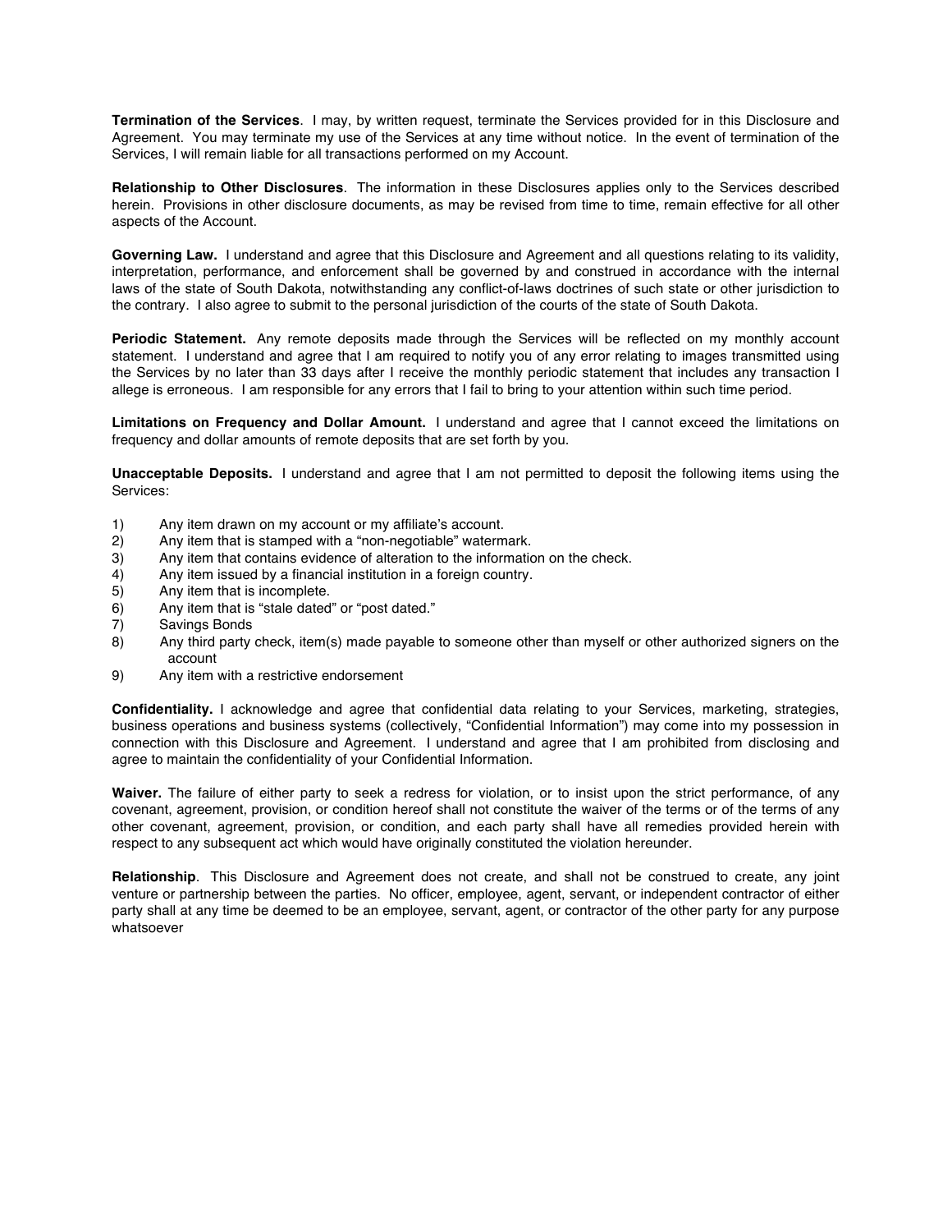**Termination of the Services**. I may, by written request, terminate the Services provided for in this Disclosure and Agreement. You may terminate my use of the Services at any time without notice. In the event of termination of the Services, I will remain liable for all transactions performed on my Account.

**Relationship to Other Disclosures**. The information in these Disclosures applies only to the Services described herein. Provisions in other disclosure documents, as may be revised from time to time, remain effective for all other aspects of the Account.

**Governing Law.** I understand and agree that this Disclosure and Agreement and all questions relating to its validity, interpretation, performance, and enforcement shall be governed by and construed in accordance with the internal laws of the state of South Dakota, notwithstanding any conflict-of-laws doctrines of such state or other jurisdiction to the contrary. I also agree to submit to the personal jurisdiction of the courts of the state of South Dakota.

**Periodic Statement.** Any remote deposits made through the Services will be reflected on my monthly account statement. I understand and agree that I am required to notify you of any error relating to images transmitted using the Services by no later than 33 days after I receive the monthly periodic statement that includes any transaction I allege is erroneous. I am responsible for any errors that I fail to bring to your attention within such time period.

**Limitations on Frequency and Dollar Amount.** I understand and agree that I cannot exceed the limitations on frequency and dollar amounts of remote deposits that are set forth by you.

**Unacceptable Deposits.** I understand and agree that I am not permitted to deposit the following items using the Services:

1) Any item drawn on my account or my affiliate's account.
2) Any item that is stamped with a "non-negotiable" watermark.
3) Any item that contains evidence of alteration to the information on the check.
4) Any item issued by a financial institution in a foreign country.
5) Any item that is incomplete.
6) Any item that is "stale dated" or "post dated."
7) Savings Bonds
8) Any third party check, item(s) made payable to someone other than myself or other authorized signers on the account
9) Any item with a restrictive endorsement

**Confidentiality.** I acknowledge and agree that confidential data relating to your Services, marketing, strategies, business operations and business systems (collectively, "Confidential Information") may come into my possession in connection with this Disclosure and Agreement. I understand and agree that I am prohibited from disclosing and agree to maintain the confidentiality of your Confidential Information.

**Waiver.** The failure of either party to seek a redress for violation, or to insist upon the strict performance, of any covenant, agreement, provision, or condition hereof shall not constitute the waiver of the terms or of the terms of any other covenant, agreement, provision, or condition, and each party shall have all remedies provided herein with respect to any subsequent act which would have originally constituted the violation hereunder.

**Relationship**. This Disclosure and Agreement does not create, and shall not be construed to create, any joint venture or partnership between the parties. No officer, employee, agent, servant, or independent contractor of either party shall at any time be deemed to be an employee, servant, agent, or contractor of the other party for any purpose whatsoever